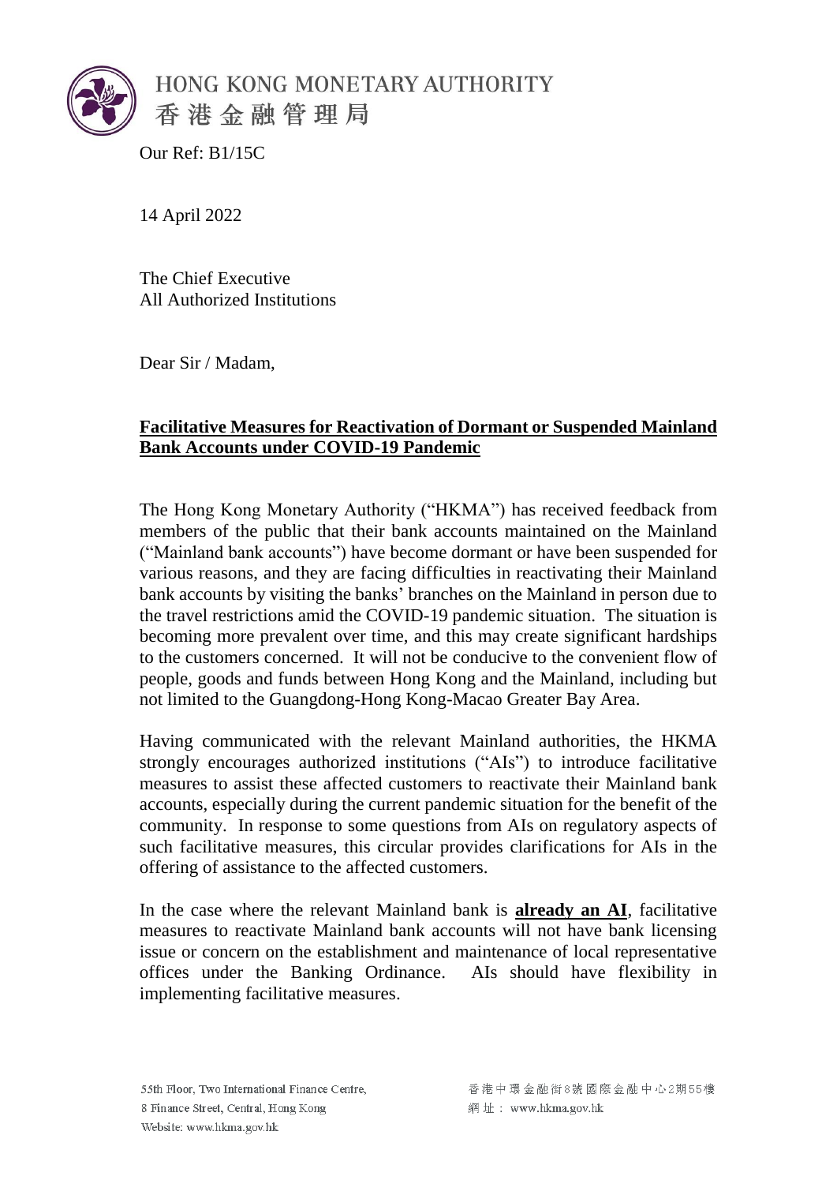HONG KONG MONETARY AUTHORITY
香港金融管理局

Our Ref: B1/15C

14 April 2022

The Chief Executive
All Authorized Institutions

Dear Sir / Madam,

**Facilitative Measures for Reactivation of Dormant or Suspended Mainland Bank Accounts under COVID-19 Pandemic**

The Hong Kong Monetary Authority ("HKMA") has received feedback from members of the public that their bank accounts maintained on the Mainland ("Mainland bank accounts") have become dormant or have been suspended for various reasons, and they are facing difficulties in reactivating their Mainland bank accounts by visiting the banks' branches on the Mainland in person due to the travel restrictions amid the COVID-19 pandemic situation. The situation is becoming more prevalent over time, and this may create significant hardships to the customers concerned. It will not be conducive to the convenient flow of people, goods and funds between Hong Kong and the Mainland, including but not limited to the Guangdong-Hong Kong-Macao Greater Bay Area.

Having communicated with the relevant Mainland authorities, the HKMA strongly encourages authorized institutions ("AIs") to introduce facilitative measures to assist these affected customers to reactivate their Mainland bank accounts, especially during the current pandemic situation for the benefit of the community. In response to some questions from AIs on regulatory aspects of such facilitative measures, this circular provides clarifications for AIs in the offering of assistance to the affected customers.

In the case where the relevant Mainland bank is **already an AI**, facilitative measures to reactivate Mainland bank accounts will not have bank licensing issue or concern on the establishment and maintenance of local representative offices under the Banking Ordinance. AIs should have flexibility in implementing facilitative measures.

55th Floor, Two International Finance Centre,
8 Finance Street, Central, Hong Kong
Website: www.hkma.gov.hk

香港中環金融街8號國際金融中心2期55樓
網址：www.hkma.gov.hk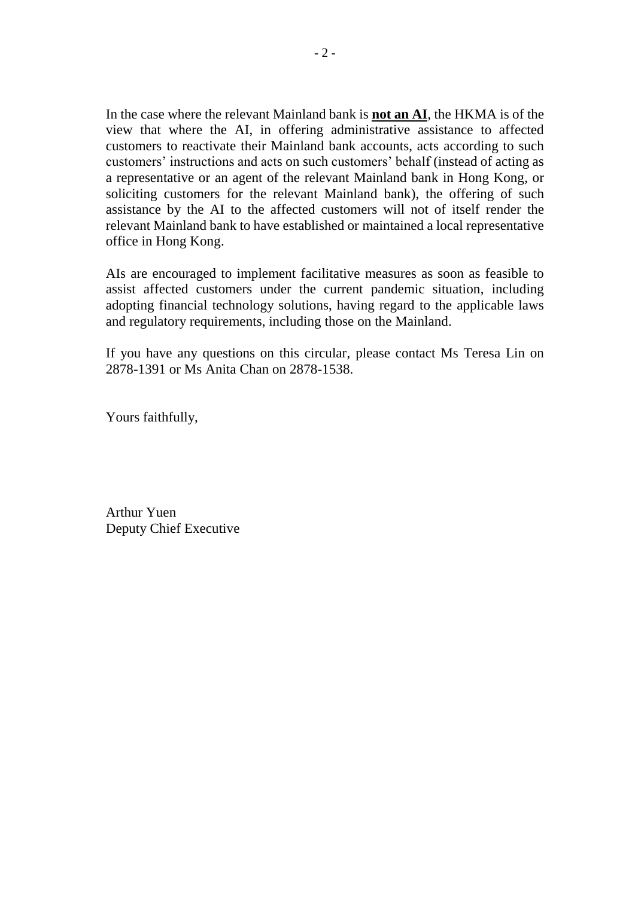In the case where the relevant Mainland bank is **<u>not an AI</u>**, the HKMA is of the view that where the AI, in offering administrative assistance to affected customers to reactivate their Mainland bank accounts, acts according to such customers' instructions and acts on such customers' behalf (instead of acting as a representative or an agent of the relevant Mainland bank in Hong Kong, or soliciting customers for the relevant Mainland bank), the offering of such assistance by the AI to the affected customers will not of itself render the relevant Mainland bank to have established or maintained a local representative office in Hong Kong.

AIs are encouraged to implement facilitative measures as soon as feasible to assist affected customers under the current pandemic situation, including adopting financial technology solutions, having regard to the applicable laws and regulatory requirements, including those on the Mainland.

If you have any questions on this circular, please contact Ms Teresa Lin on 2878-1391 or Ms Anita Chan on 2878-1538.

Yours faithfully,

Arthur Yuen
Deputy Chief Executive